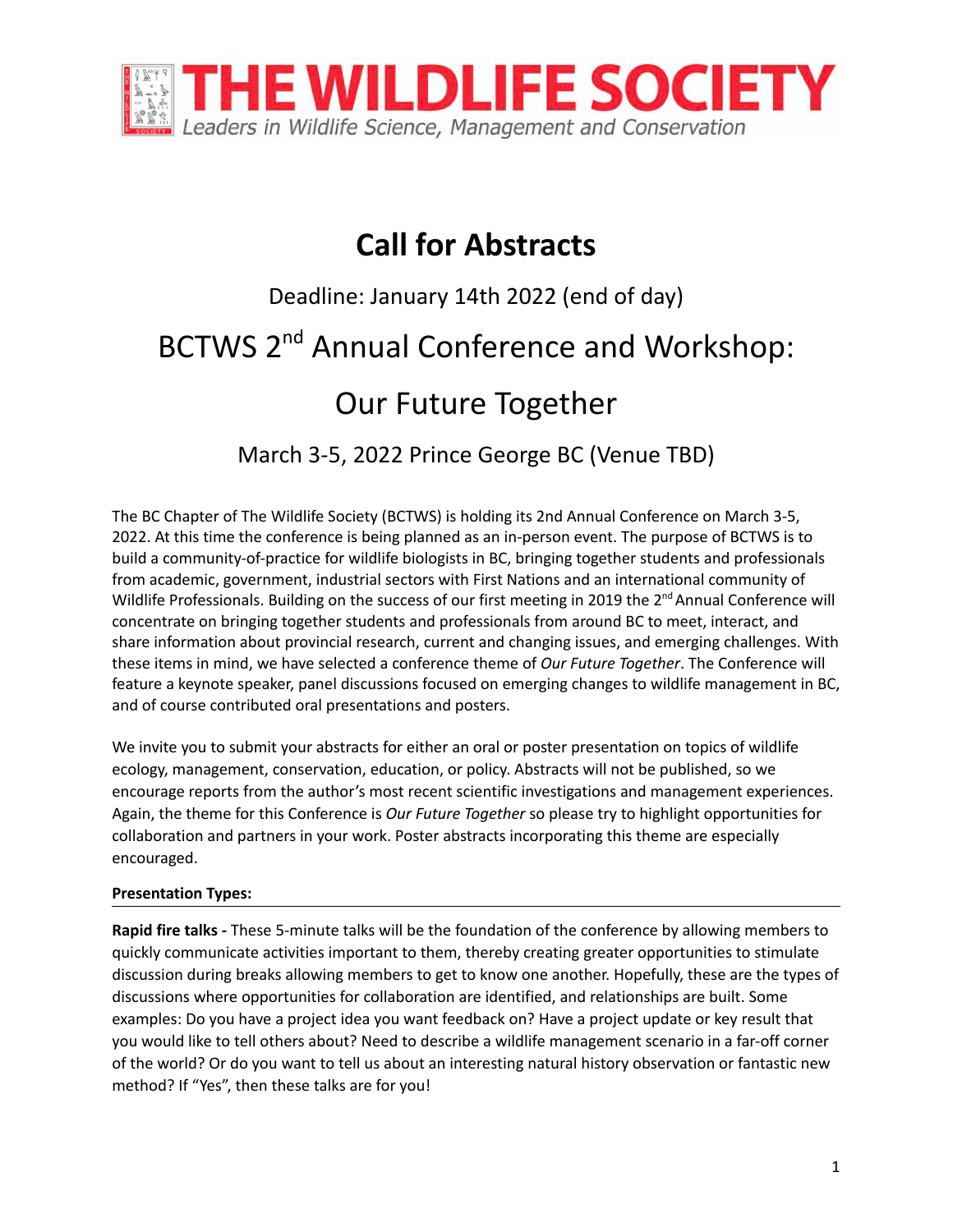# THE WILDLIFE SOCIETY

*Leaders in Wildlife Science, Management and Conservation*

# Call for Abstracts

Deadline: January 14th 2022 (end of day)

## BCTWS 2nd Annual Conference and Workshop:

## Our Future Together

### March 3-5, 2022 Prince George BC (Venue TBD)

The BC Chapter of The Wildlife Society (BCTWS) is holding its 2nd Annual Conference on March 3-5, 2022. At this time the conference is being planned as an in-person event. The purpose of BCTWS is to build a community-of-practice for wildlife biologists in BC, bringing together students and professionals from academic, government, industrial sectors with First Nations and an international community of Wildlife Professionals. Building on the success of our first meeting in 2019 the 2nd Annual Conference will concentrate on bringing together students and professionals from around BC to meet, interact, and share information about provincial research, current and changing issues, and emerging challenges. With these items in mind, we have selected a conference theme of *Our Future Together*. The Conference will feature a keynote speaker, panel discussions focused on emerging changes to wildlife management in BC, and of course contributed oral presentations and posters.

We invite you to submit your abstracts for either an oral or poster presentation on topics of wildlife ecology, management, conservation, education, or policy. Abstracts will not be published, so we encourage reports from the author's most recent scientific investigations and management experiences. Again, the theme for this Conference is *Our Future Together* so please try to highlight opportunities for collaboration and partners in your work. Poster abstracts incorporating this theme are especially encouraged.

**Presentation Types:**

---

**Rapid fire talks -** These 5-minute talks will be the foundation of the conference by allowing members to quickly communicate activities important to them, thereby creating greater opportunities to stimulate discussion during breaks allowing members to get to know one another. Hopefully, these are the types of discussions where opportunities for collaboration are identified, and relationships are built. Some examples: Do you have a project idea you want feedback on? Have a project update or key result that you would like to tell others about? Need to describe a wildlife management scenario in a far-off corner of the world? Or do you want to tell us about an interesting natural history observation or fantastic new method? If "Yes", then these talks are for you!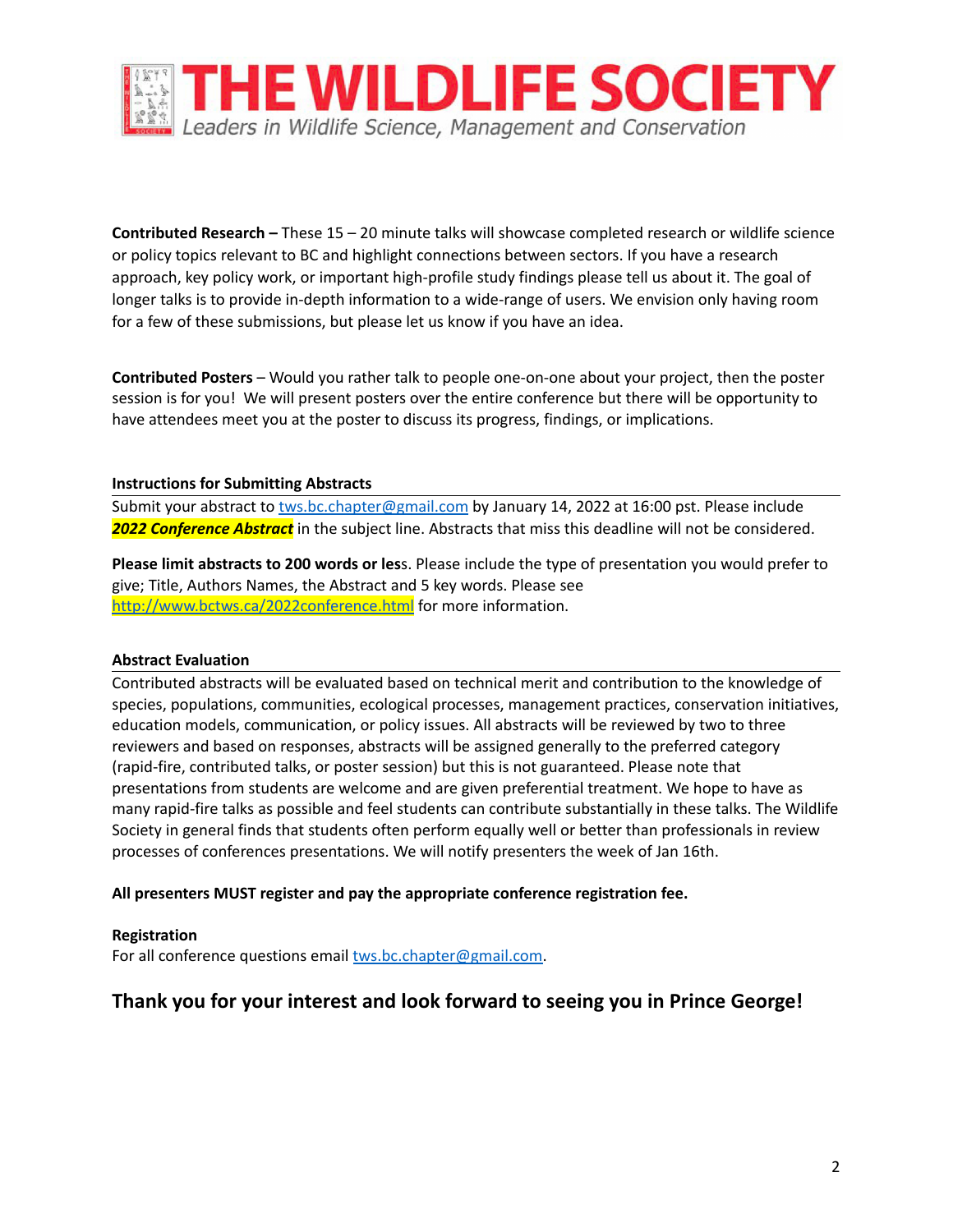**THE WILDLIFE SOCIETY**

*Leaders in Wildlife Science, Management and Conservation*

**Contributed Research –** These 15 – 20 minute talks will showcase completed research or wildlife science or policy topics relevant to BC and highlight connections between sectors. If you have a research approach, key policy work, or important high-profile study findings please tell us about it. The goal of longer talks is to provide in-depth information to a wide-range of users. We envision only having room for a few of these submissions, but please let us know if you have an idea.

**Contributed Posters** – Would you rather talk to people one-on-one about your project, then the poster session is for you! We will present posters over the entire conference but there will be opportunity to have attendees meet you at the poster to discuss its progress, findings, or implications.

### Instructions for Submitting Abstracts

Submit your abstract to tws.bc.chapter@gmail.com by January 14, 2022 at 16:00 pst. Please include ***2022 Conference Abstract*** in the subject line. Abstracts that miss this deadline will not be considered.

**Please limit abstracts to 200 words or les**s. Please include the type of presentation you would prefer to give; Title, Authors Names, the Abstract and 5 key words. Please see http://www.bctws.ca/2022conference.html for more information.

### Abstract Evaluation

Contributed abstracts will be evaluated based on technical merit and contribution to the knowledge of species, populations, communities, ecological processes, management practices, conservation initiatives, education models, communication, or policy issues. All abstracts will be reviewed by two to three reviewers and based on responses, abstracts will be assigned generally to the preferred category (rapid-fire, contributed talks, or poster session) but this is not guaranteed. Please note that presentations from students are welcome and are given preferential treatment. We hope to have as many rapid-fire talks as possible and feel students can contribute substantially in these talks. The Wildlife Society in general finds that students often perform equally well or better than professionals in review processes of conferences presentations. We will notify presenters the week of Jan 16th.

**All presenters MUST register and pay the appropriate conference registration fee.**

### Registration

For all conference questions email tws.bc.chapter@gmail.com.

## Thank you for your interest and look forward to seeing you in Prince George!